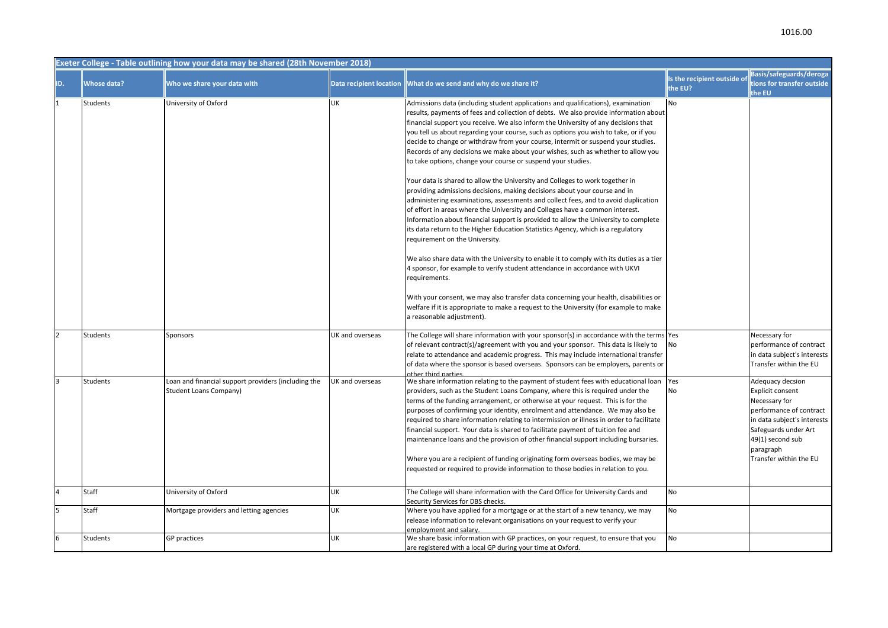| Exeter College - Table outlining how your data may be shared (28th November 2018) | | | | | | |
|---|---|---|---|---|---|---|
| ID. | Whose data? | Who we share your data with | Data recipient location | What do we send and why do we share it? | Is the recipient outside of the EU? | Basis/safeguards/derogations for transfer outside the EU |
| 1 | Students | University of Oxford | UK | Admissions data (including student applications and qualifications), examination results, payments of fees and collection of debts. We also provide information about financial support you receive. We also inform the University of any decisions that you tell us about regarding your course, such as options you wish to take, or if you decide to change or withdraw from your course, intermit or suspend your studies. Records of any decisions we make about your wishes, such as whether to allow you to take options, change your course or suspend your studies.<br><br>Your data is shared to allow the University and Colleges to work together in providing admissions decisions, making decisions about your course and in administering examinations, assessments and collect fees, and to avoid duplication of effort in areas where the University and Colleges have a common interest. Information about financial support is provided to allow the University to complete its data return to the Higher Education Statistics Agency, which is a regulatory requirement on the University.<br><br>We also share data with the University to enable it to comply with its duties as a tier 4 sponsor, for example to verify student attendance in accordance with UKVI requirements.<br><br>With your consent, we may also transfer data concerning your health, disabilities or welfare if it is appropriate to make a request to the University (for example to make a reasonable adjustment). | No | |
| 2 | Students | Sponsors | UK and overseas | The College will share information with your sponsor(s) in accordance with the terms of relevant contract(s)/agreement with you and your sponsor. This data is likely to relate to attendance and academic progress. This may include international transfer of data where the sponsor is based overseas. Sponsors can be employers, parents or other third parties. | Yes<br>No | Necessary for performance of contract in data subject's interests<br>Transfer within the EU |
| 3 | Students | Loan and financial support providers (including the Student Loans Company) | UK and overseas | We share information relating to the payment of student fees with educational loan providers, such as the Student Loans Company, where this is required under the terms of the funding arrangement, or otherwise at your request. This is for the purposes of confirming your identity, enrolment and attendance. We may also be required to share information relating to intermission or illness in order to facilitate financial support. Your data is shared to facilitate payment of tuition fee and maintenance loans and the provision of other financial support including bursaries.<br><br>Where you are a recipient of funding originating form overseas bodies, we may be requested or required to provide information to those bodies in relation to you. | Yes<br>No | Adequacy decsion<br>Explicit consent<br>Necessary for performance of contract in data subject's interests<br>Safeguards under Art 49(1) second sub paragraph<br>Transfer within the EU |
| 4 | Staff | University of Oxford | UK | The College will share information with the Card Office for University Cards and Security Services for DBS checks. | No | |
| 5 | Staff | Mortgage providers and letting agencies | UK | Where you have applied for a mortgage or at the start of a new tenancy, we may release information to relevant organisations on your request to verify your employment and salary. | No | |
| 6 | Students | GP practices | UK | We share basic information with GP practices, on your request, to ensure that you are registered with a local GP during your time at Oxford. | No | |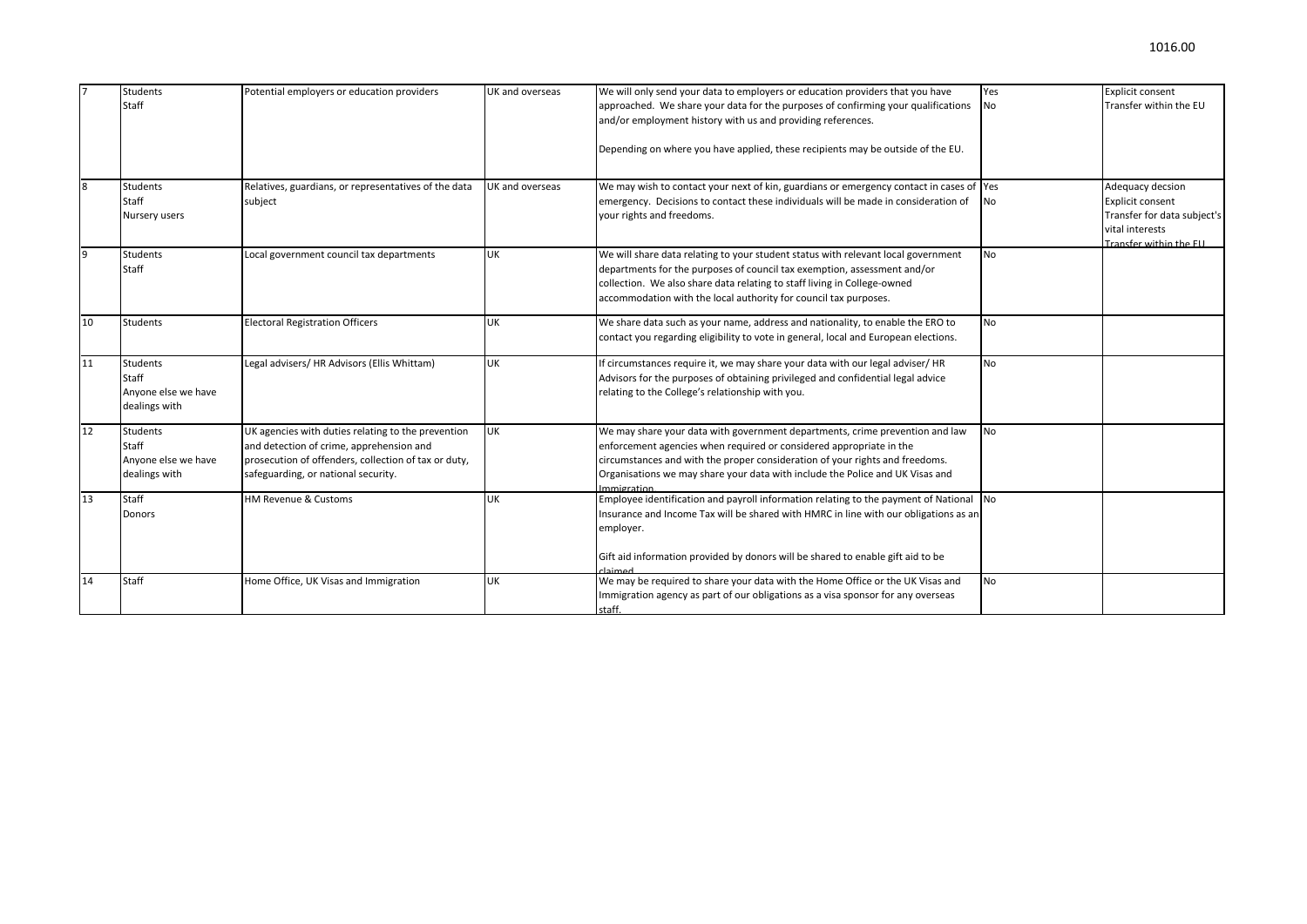| | | | | | | |
|---|---|---|---|---|---|---|
| 7 | Students<br>Staff | Potential employers or education providers | UK and overseas | We will only send your data to employers or education providers that you have approached. We share your data for the purposes of confirming your qualifications and/or employment history with us and providing references.<br><br>Depending on where you have applied, these recipients may be outside of the EU. | Yes<br>No | Explicit consent<br>Transfer within the EU |
| 8 | Students<br>Staff<br>Nursery users | Relatives, guardians, or representatives of the data subject | UK and overseas | We may wish to contact your next of kin, guardians or emergency contact in cases of emergency. Decisions to contact these individuals will be made in consideration of your rights and freedoms. | Yes<br>No | Adequacy decsion<br>Explicit consent<br>Transfer for data subject's vital interests<br>Transfer within the EU |
| 9 | Students<br>Staff | Local government council tax departments | UK | We will share data relating to your student status with relevant local government departments for the purposes of council tax exemption, assessment and/or collection. We also share data relating to staff living in College-owned accommodation with the local authority for council tax purposes. | No | |
| 10 | Students | Electoral Registration Officers | UK | We share data such as your name, address and nationality, to enable the ERO to contact you regarding eligibility to vote in general, local and European elections. | No | |
| 11 | Students<br>Staff<br>Anyone else we have dealings with | Legal advisers/ HR Advisors (Ellis Whittam) | UK | If circumstances require it, we may share your data with our legal adviser/ HR Advisors for the purposes of obtaining privileged and confidential legal advice relating to the College's relationship with you. | No | |
| 12 | Students<br>Staff<br>Anyone else we have dealings with | UK agencies with duties relating to the prevention and detection of crime, apprehension and prosecution of offenders, collection of tax or duty, safeguarding, or national security. | UK | We may share your data with government departments, crime prevention and law enforcement agencies when required or considered appropriate in the circumstances and with the proper consideration of your rights and freedoms. Organisations we may share your data with include the Police and UK Visas and Immigration. | No | |
| 13 | Staff<br>Donors | HM Revenue & Customs | UK | Employee identification and payroll information relating to the payment of National Insurance and Income Tax will be shared with HMRC in line with our obligations as an employer.<br><br>Gift aid information provided by donors will be shared to enable gift aid to be claimed. | No | |
| 14 | Staff | Home Office, UK Visas and Immigration | UK | We may be required to share your data with the Home Office or the UK Visas and Immigration agency as part of our obligations as a visa sponsor for any overseas staff. | No | |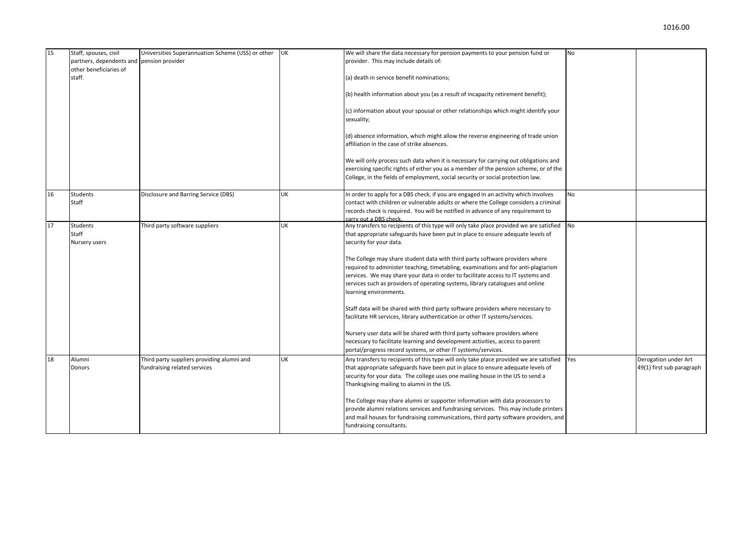| 15 | Staff, spouses, civil partners, dependents and other beneficiaries of staff. | Universities Superannuation Scheme (USS) or other pension provider | UK | We will share the data necessary for pension payments to your pension fund or provider. This may include details of:<br><br>(a) death in service benefit nominations;<br><br>(b) health information about you (as a result of incapacity retirement benefit);<br><br>(c) information about your spousal or other relationships which might identify your sexuality;<br><br>(d) absence information, which might allow the reverse engineering of trade union affiliation in the case of strike absences.<br><br>We will only process such data when it is necessary for carrying out obligations and exercising specific rights of either you as a member of the pension scheme, or of the College, in the fields of employment, social security or social protection law. | No | |
|---|---|---|---|---|---|---|
| 16 | Students<br>Staff | Disclosure and Barring Service (DBS) | UK | In order to apply for a DBS check, if you are engaged in an activity which involves contact with children or vulnerable adults or where the College considers a criminal records check is required. You will be notified in advance of any requirement to carry out a DBS check. | No | |
| 17 | Students<br>Staff<br>Nursery users | Third party software suppliers | UK | Any transfers to recipients of this type will only take place provided we are satisfied that appropriate safeguards have been put in place to ensure adequate levels of security for your data.<br><br>The College may share student data with third party software providers where required to administer teaching, timetabling, examinations and for anti-plagiarism services. We may share your data in order to facilitate access to IT systems and services such as providers of operating systems, library catalogues and online learning environments.<br><br>Staff data will be shared with third party software providers where necessary to facilitate HR services, library authentication or other IT systems/services.<br><br>Nursery user data will be shared with third party software providers where necessary to facilitate learning and development activities, access to parent portal/progress record systems, or other IT systems/services. | No | |
| 18 | Alumni<br>Donors | Third party suppliers providing alumni and fundraising related services | UK | Any transfers to recipients of this type will only take place provided we are satisfied that appropriate safeguards have been put in place to ensure adequate levels of security for your data. The college uses one mailing house in the US to send a Thanksgiving mailing to alumni in the US.<br><br>The College may share alumni or supporter information with data processors to provide alumni relations services and fundraising services. This may include printers and mail houses for fundraising communications, third party software providers, and fundraising consultants. | Yes | Derogation under Art 49(1) first sub paragraph |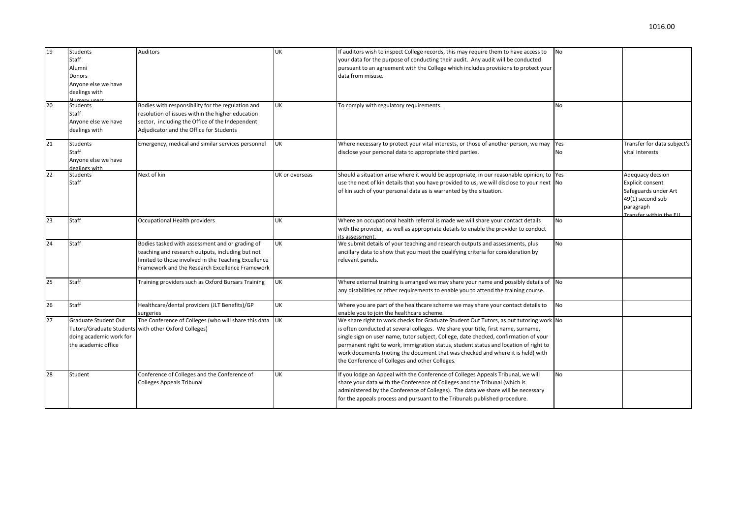| | | | | | | |
|---|---|---|---|---|---|---|
| 19 | Students<br>Staff<br>Alumni<br>Donors<br>Anyone else we have dealings with<br>Nursery users | Auditors | UK | If auditors wish to inspect College records, this may require them to have access to your data for the purpose of conducting their audit. Any audit will be conducted pursuant to an agreement with the College which includes provisions to protect your data from misuse. | No | |
| 20 | Students<br>Staff<br>Anyone else we have dealings with | Bodies with responsibility for the regulation and resolution of issues within the higher education sector, including the Office of the Independent Adjudicator and the Office for Students | UK | To comply with regulatory requirements. | No | |
| 21 | Students<br>Staff<br>Anyone else we have dealings with | Emergency, medical and similar services personnel | UK | Where necessary to protect your vital interests, or those of another person, we may disclose your personal data to appropriate third parties. | Yes<br>No | Transfer for data subject's vital interests |
| 22 | Students<br>Staff | Next of kin | UK or overseas | Should a situation arise where it would be appropriate, in our reasonable opinion, to use the next of kin details that you have provided to us, we will disclose to your next of kin such of your personal data as is warranted by the situation. | Yes<br>No | Adequacy decsion<br>Explicit consent<br>Safeguards under Art 49(1) second sub paragraph<br>Transfer within the EU |
| 23 | Staff | Occupational Health providers | UK | Where an occupational health referral is made we will share your contact details with the provider, as well as appropriate details to enable the provider to conduct its assessment. | No | |
| 24 | Staff | Bodies tasked with assessment and or grading of teaching and research outputs, including but not limited to those involved in the Teaching Excellence Framework and the Research Excellence Framework | UK | We submit details of your teaching and research outputs and assessments, plus ancillary data to show that you meet the qualifying criteria for consideration by relevant panels. | No | |
| 25 | Staff | Training providers such as Oxford Bursars Training | UK | Where external training is arranged we may share your name and possibly details of any disabilities or other requirements to enable you to attend the training course. | No | |
| 26 | Staff | Healthcare/dental providers (JLT Benefits)/GP surgeries | UK | Where you are part of the healthcare scheme we may share your contact details to enable you to join the healthcare scheme. | No | |
| 27 | Graduate Student Out Tutors/Graduate Students doing academic work for the academic office | The Conference of Colleges (who will share this data with other Oxford Colleges) | UK | We share right to work checks for Graduate Student Out Tutors, as out tutoring work is often conducted at several colleges. We share your title, first name, surname, single sign on user name, tutor subject, College, date checked, confirmation of your permanent right to work, immigration status, student status and location of right to work documents (noting the document that was checked and where it is held) with the Conference of Colleges and other Colleges. | No | |
| 28 | Student | Conference of Colleges and the Conference of Colleges Appeals Tribunal | UK | If you lodge an Appeal with the Conference of Colleges Appeals Tribunal, we will share your data with the Conference of Colleges and the Tribunal (which is administered by the Conference of Colleges). The data we share will be necessary for the appeals process and pursuant to the Tribunals published procedure. | No | |